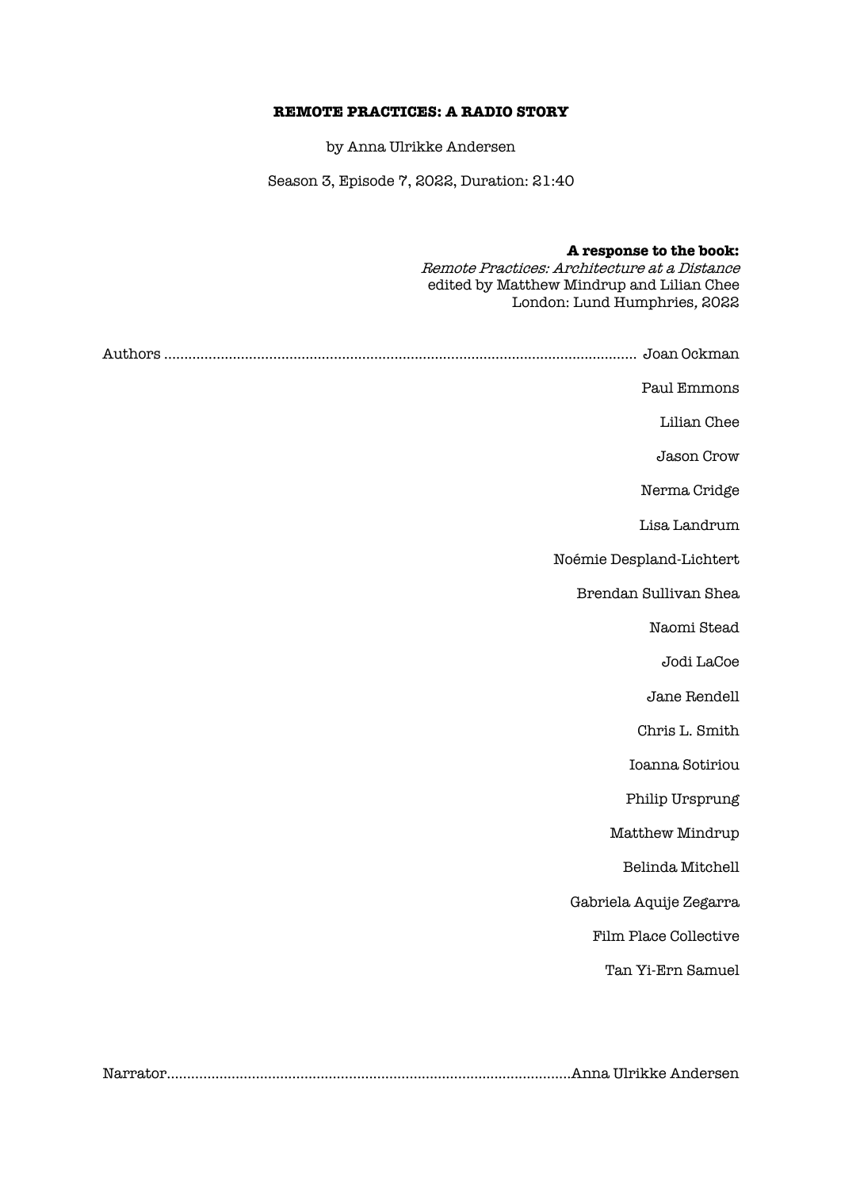# REMOTE PRACTICES: A RADIO STORY

by Anna Ulrikke Andersen

Season 3, Episode 7, 2022, Duration: 21:40

**A response to the book:**
*Remote Practices: Architecture at a Distance*
edited by Matthew Mindrup and Lilian Chee
London: Lund Humphries, 2022

Authors ........................................................................................................ Joan Ockman

Paul Emmons

Lilian Chee

Jason Crow

Nerma Cridge

Lisa Landrum

Noémie Despland-Lichtert

Brendan Sullivan Shea

Naomi Stead

Jodi LaCoe

Jane Rendell

Chris L. Smith

Ioanna Sotiriou

Philip Ursprung

Matthew Mindrup

Belinda Mitchell

Gabriela Aquije Zegarra

Film Place Collective

Tan Yi-Ern Samuel

Narrator...................................................................................................Anna Ulrikke Andersen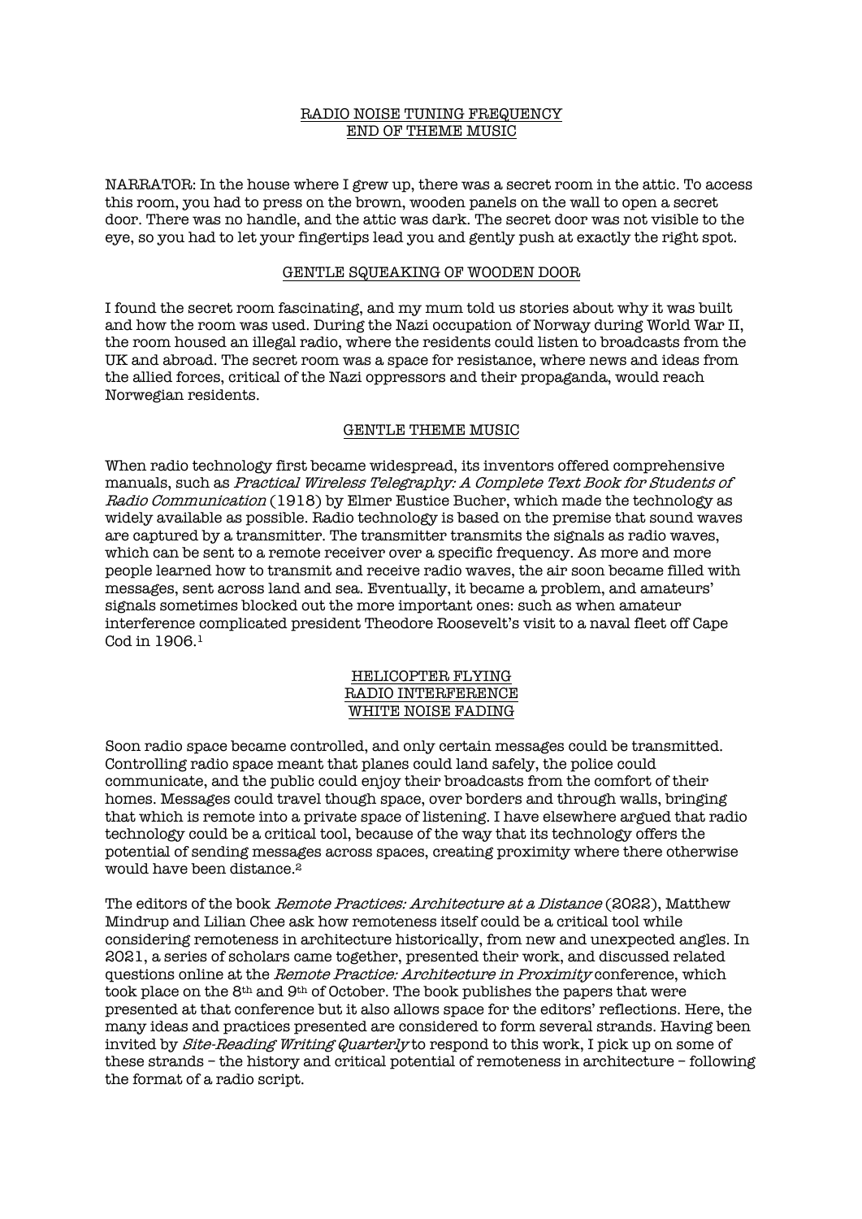RADIO NOISE TUNING FREQUENCY
END OF THEME MUSIC

NARRATOR: In the house where I grew up, there was a secret room in the attic. To access this room, you had to press on the brown, wooden panels on the wall to open a secret door. There was no handle, and the attic was dark. The secret door was not visible to the eye, so you had to let your fingertips lead you and gently push at exactly the right spot.

GENTLE SQUEAKING OF WOODEN DOOR

I found the secret room fascinating, and my mum told us stories about why it was built and how the room was used. During the Nazi occupation of Norway during World War II, the room housed an illegal radio, where the residents could listen to broadcasts from the UK and abroad. The secret room was a space for resistance, where news and ideas from the allied forces, critical of the Nazi oppressors and their propaganda, would reach Norwegian residents.

GENTLE THEME MUSIC

When radio technology first became widespread, its inventors offered comprehensive manuals, such as *Practical Wireless Telegraphy: A Complete Text Book for Students of Radio Communication* (1918) by Elmer Eustice Bucher, which made the technology as widely available as possible. Radio technology is based on the premise that sound waves are captured by a transmitter. The transmitter transmits the signals as radio waves, which can be sent to a remote receiver over a specific frequency. As more and more people learned how to transmit and receive radio waves, the air soon became filled with messages, sent across land and sea. Eventually, it became a problem, and amateurs' signals sometimes blocked out the more important ones: such as when amateur interference complicated president Theodore Roosevelt's visit to a naval fleet off Cape Cod in 1906.[1]

HELICOPTER FLYING
RADIO INTERFERENCE
WHITE NOISE FADING

Soon radio space became controlled, and only certain messages could be transmitted. Controlling radio space meant that planes could land safely, the police could communicate, and the public could enjoy their broadcasts from the comfort of their homes. Messages could travel though space, over borders and through walls, bringing that which is remote into a private space of listening. I have elsewhere argued that radio technology could be a critical tool, because of the way that its technology offers the potential of sending messages across spaces, creating proximity where there otherwise would have been distance.[2]

The editors of the book *Remote Practices: Architecture at a Distance* (2022), Matthew Mindrup and Lilian Chee ask how remoteness itself could be a critical tool while considering remoteness in architecture historically, from new and unexpected angles. In 2021, a series of scholars came together, presented their work, and discussed related questions online at the *Remote Practice: Architecture in Proximity* conference, which took place on the 8th and 9th of October. The book publishes the papers that were presented at that conference but it also allows space for the editors' reflections. Here, the many ideas and practices presented are considered to form several strands. Having been invited by *Site-Reading Writing Quarterly* to respond to this work, I pick up on some of these strands – the history and critical potential of remoteness in architecture – following the format of a radio script.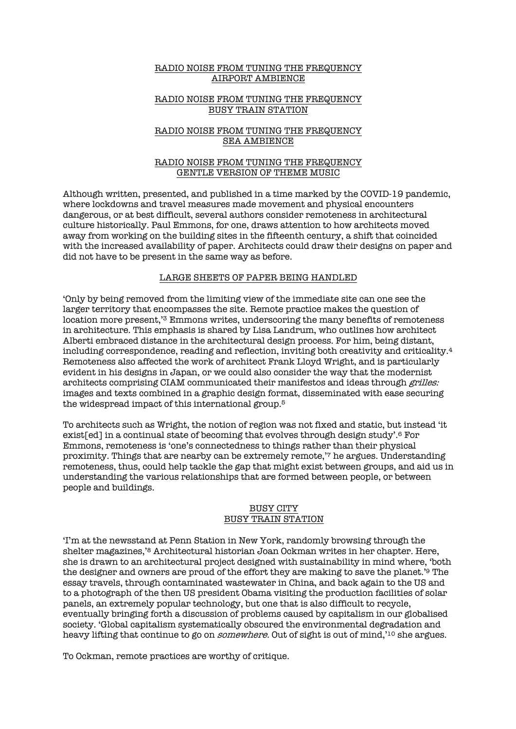<u>RADIO NOISE FROM TUNING THE FREQUENCY</u>
<u>AIRPORT AMBIENCE</u>

<u>RADIO NOISE FROM TUNING THE FREQUENCY</u>
<u>BUSY TRAIN STATION</u>

<u>RADIO NOISE FROM TUNING THE FREQUENCY</u>
<u>SEA AMBIENCE</u>

<u>RADIO NOISE FROM TUNING THE FREQUENCY</u>
<u>GENTLE VERSION OF THEME MUSIC</u>

Although written, presented, and published in a time marked by the COVID-19 pandemic, where lockdowns and travel measures made movement and physical encounters dangerous, or at best difficult, several authors consider remoteness in architectural culture historically. Paul Emmons, for one, draws attention to how architects moved away from working on the building sites in the fifteenth century, a shift that coincided with the increased availability of paper. Architects could draw their designs on paper and did not have to be present in the same way as before.

<u>LARGE SHEETS OF PAPER BEING HANDLED</u>

'Only by being removed from the limiting view of the immediate site can one see the larger territory that encompasses the site. Remote practice makes the question of location more present,'[3] Emmons writes, underscoring the many benefits of remoteness in architecture. This emphasis is shared by Lisa Landrum, who outlines how architect Alberti embraced distance in the architectural design process. For him, being distant, including correspondence, reading and reflection, inviting both creativity and criticality.[4] Remoteness also affected the work of architect Frank Lloyd Wright, and is particularly evident in his designs in Japan, or we could also consider the way that the modernist architects comprising CIAM communicated their manifestos and ideas through *grilles:* images and texts combined in a graphic design format, disseminated with ease securing the widespread impact of this international group.[5]

To architects such as Wright, the notion of region was not fixed and static, but instead 'it exist[ed] in a continual state of becoming that evolves through design study'.[6] For Emmons, remoteness is 'one's connectedness to things rather than their physical proximity. Things that are nearby can be extremely remote,'[7] he argues. Understanding remoteness, thus, could help tackle the gap that might exist between groups, and aid us in understanding the various relationships that are formed between people, or between people and buildings.

<u>BUSY CITY</u>
<u>BUSY TRAIN STATION</u>

'I'm at the newsstand at Penn Station in New York, randomly browsing through the shelter magazines,'[8] Architectural historian Joan Ockman writes in her chapter. Here, she is drawn to an architectural project designed with sustainability in mind where, 'both the designer and owners are proud of the effort they are making to save the planet.'[9] The essay travels, through contaminated wastewater in China, and back again to the US and to a photograph of the then US president Obama visiting the production facilities of solar panels, an extremely popular technology, but one that is also difficult to recycle, eventually bringing forth a discussion of problems caused by capitalism in our globalised society. 'Global capitalism systematically obscured the environmental degradation and heavy lifting that continue to go on *somewhere.* Out of sight is out of mind,'[10] she argues.

To Ockman, remote practices are worthy of critique.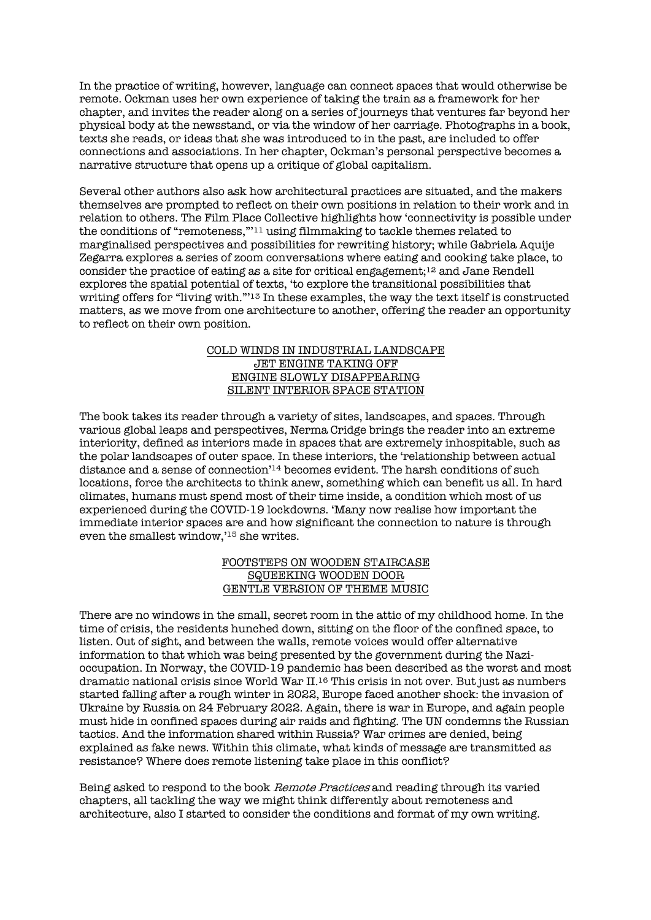In the practice of writing, however, language can connect spaces that would otherwise be remote. Ockman uses her own experience of taking the train as a framework for her chapter, and invites the reader along on a series of journeys that ventures far beyond her physical body at the newsstand, or via the window of her carriage. Photographs in a book, texts she reads, or ideas that she was introduced to in the past, are included to offer connections and associations. In her chapter, Ockman's personal perspective becomes a narrative structure that opens up a critique of global capitalism.

Several other authors also ask how architectural practices are situated, and the makers themselves are prompted to reflect on their own positions in relation to their work and in relation to others. The Film Place Collective highlights how 'connectivity is possible under the conditions of "remoteness,"'[11] using filmmaking to tackle themes related to marginalised perspectives and possibilities for rewriting history; while Gabriela Aquije Zegarra explores a series of zoom conversations where eating and cooking take place, to consider the practice of eating as a site for critical engagement;[12] and Jane Rendell explores the spatial potential of texts, 'to explore the transitional possibilities that writing offers for "living with."'[13] In these examples, the way the text itself is constructed matters, as we move from one architecture to another, offering the reader an opportunity to reflect on their own position.

<u>COLD WINDS IN INDUSTRIAL LANDSCAPE</u>
<u>JET ENGINE TAKING OFF</u>
<u>ENGINE SLOWLY DISAPPEARING</u>
<u>SILENT INTERIOR SPACE STATION</u>

The book takes its reader through a variety of sites, landscapes, and spaces. Through various global leaps and perspectives, Nerma Cridge brings the reader into an extreme interiority, defined as interiors made in spaces that are extremely inhospitable, such as the polar landscapes of outer space. In these interiors, the 'relationship between actual distance and a sense of connection'[14] becomes evident. The harsh conditions of such locations, force the architects to think anew, something which can benefit us all. In hard climates, humans must spend most of their time inside, a condition which most of us experienced during the COVID-19 lockdowns. 'Many now realise how important the immediate interior spaces are and how significant the connection to nature is through even the smallest window,'[15] she writes.

<u>FOOTSTEPS ON WOODEN STAIRCASE</u>
<u>SQUEEKING WOODEN DOOR</u>
<u>GENTLE VERSION OF THEME MUSIC</u>

There are no windows in the small, secret room in the attic of my childhood home. In the time of crisis, the residents hunched down, sitting on the floor of the confined space, to listen. Out of sight, and between the walls, remote voices would offer alternative information to that which was being presented by the government during the Nazi-occupation. In Norway, the COVID-19 pandemic has been described as the worst and most dramatic national crisis since World War II.[16] This crisis in not over. But just as numbers started falling after a rough winter in 2022, Europe faced another shock: the invasion of Ukraine by Russia on 24 February 2022. Again, there is war in Europe, and again people must hide in confined spaces during air raids and fighting. The UN condemns the Russian tactics. And the information shared within Russia? War crimes are denied, being explained as fake news. Within this climate, what kinds of message are transmitted as resistance? Where does remote listening take place in this conflict?

Being asked to respond to the book *Remote Practices* and reading through its varied chapters, all tackling the way we might think differently about remoteness and architecture, also I started to consider the conditions and format of my own writing.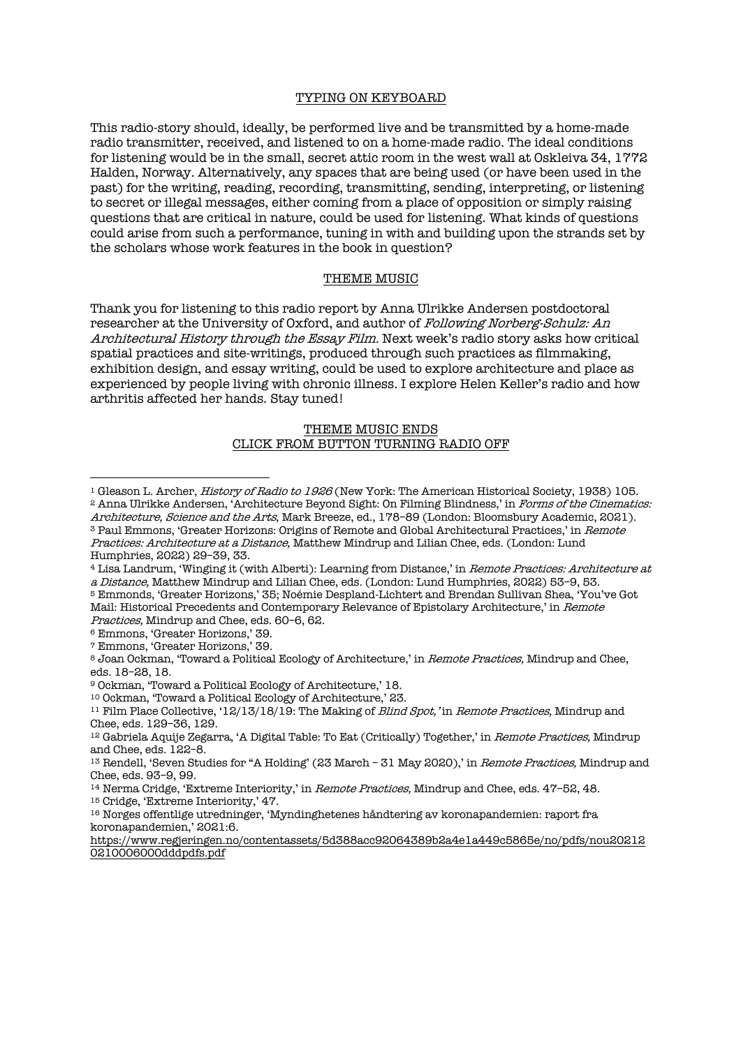<u>TYPING ON KEYBOARD</u>

This radio-story should, ideally, be performed live and be transmitted by a home-made radio transmitter, received, and listened to on a home-made radio. The ideal conditions for listening would be in the small, secret attic room in the west wall at Oskleiva 34, 1772 Halden, Norway. Alternatively, any spaces that are being used (or have been used in the past) for the writing, reading, recording, transmitting, sending, interpreting, or listening to secret or illegal messages, either coming from a place of opposition or simply raising questions that are critical in nature, could be used for listening. What kinds of questions could arise from such a performance, tuning in with and building upon the strands set by the scholars whose work features in the book in question?

<u>THEME MUSIC</u>

Thank you for listening to this radio report by Anna Ulrikke Andersen postdoctoral researcher at the University of Oxford, and author of *Following Norberg-Schulz: An Architectural History through the Essay Film.* Next week's radio story asks how critical spatial practices and site-writings, produced through such practices as filmmaking, exhibition design, and essay writing, could be used to explore architecture and place as experienced by people living with chronic illness. I explore Helen Keller's radio and how arthritis affected her hands. Stay tuned!

<u>THEME MUSIC ENDS</u>
<u>CLICK FROM BUTTON TURNING RADIO OFF</u>

---

[1] Gleason L. Archer, *History of Radio to 1926* (New York: The American Historical Society, 1938) 105.
[2] Anna Ulrikke Andersen, 'Architecture Beyond Sight: On Filming Blindness,' in *Forms of the Cinematics: Architecture, Science and the Arts*, Mark Breeze, ed., 178–89 (London: Bloomsbury Academic, 2021).
[3] Paul Emmons, 'Greater Horizons: Origins of Remote and Global Architectural Practices,' in *Remote Practices: Architecture at a Distance,* Matthew Mindrup and Lilian Chee, eds. (London: Lund Humphries, 2022) 29–39, 33.
[4] Lisa Landrum, 'Winging it (with Alberti): Learning from Distance,' in *Remote Practices: Architecture at a Distance,* Matthew Mindrup and Lilian Chee, eds. (London: Lund Humphries, 2022) 53–9, 53.
[5] Emmonds, 'Greater Horizons,' 35; Noémie Despland-Lichtert and Brendan Sullivan Shea, 'You've Got Mail: Historical Precedents and Contemporary Relevance of Epistolary Architecture,' in *Remote Practices,* Mindrup and Chee, eds. 60–6, 62.
[6] Emmons, 'Greater Horizons,' 39.
[7] Emmons, 'Greater Horizons,' 39.
[8] Joan Ockman, 'Toward a Political Ecology of Architecture,' in *Remote Practices,* Mindrup and Chee, eds. 18–28, 18.
[9] Ockman, 'Toward a Political Ecology of Architecture,' 18.
[10] Ockman, 'Toward a Political Ecology of Architecture,' 23.
[11] Film Place Collective, '12/13/18/19: The Making of *Blind Spot,'* in *Remote Practices,* Mindrup and Chee, eds. 129–36, 129.
[12] Gabriela Aquije Zegarra, 'A Digital Table: To Eat (Critically) Together,' in *Remote Practices,* Mindrup and Chee, eds. 122–8.
[13] Rendell, 'Seven Studies for "A Holding' (23 March – 31 May 2020),' in *Remote Practices,* Mindrup and Chee, eds. 93–9, 99.
[14] Nerma Cridge, 'Extreme Interiority,' in *Remote Practices,* Mindrup and Chee, eds. 47–52, 48.
[15] Cridge, 'Extreme Interiority,' 47.
[16] Norges offentlige utredninger, 'Myndighetenes håndtering av koronapandemien: raport fra koronapandemien,' 2021:6. https://www.regjeringen.no/contentassets/5d388acc92064389b2a4e1a449c5865e/no/pdfs/nou202120210006000dddpdfs.pdf